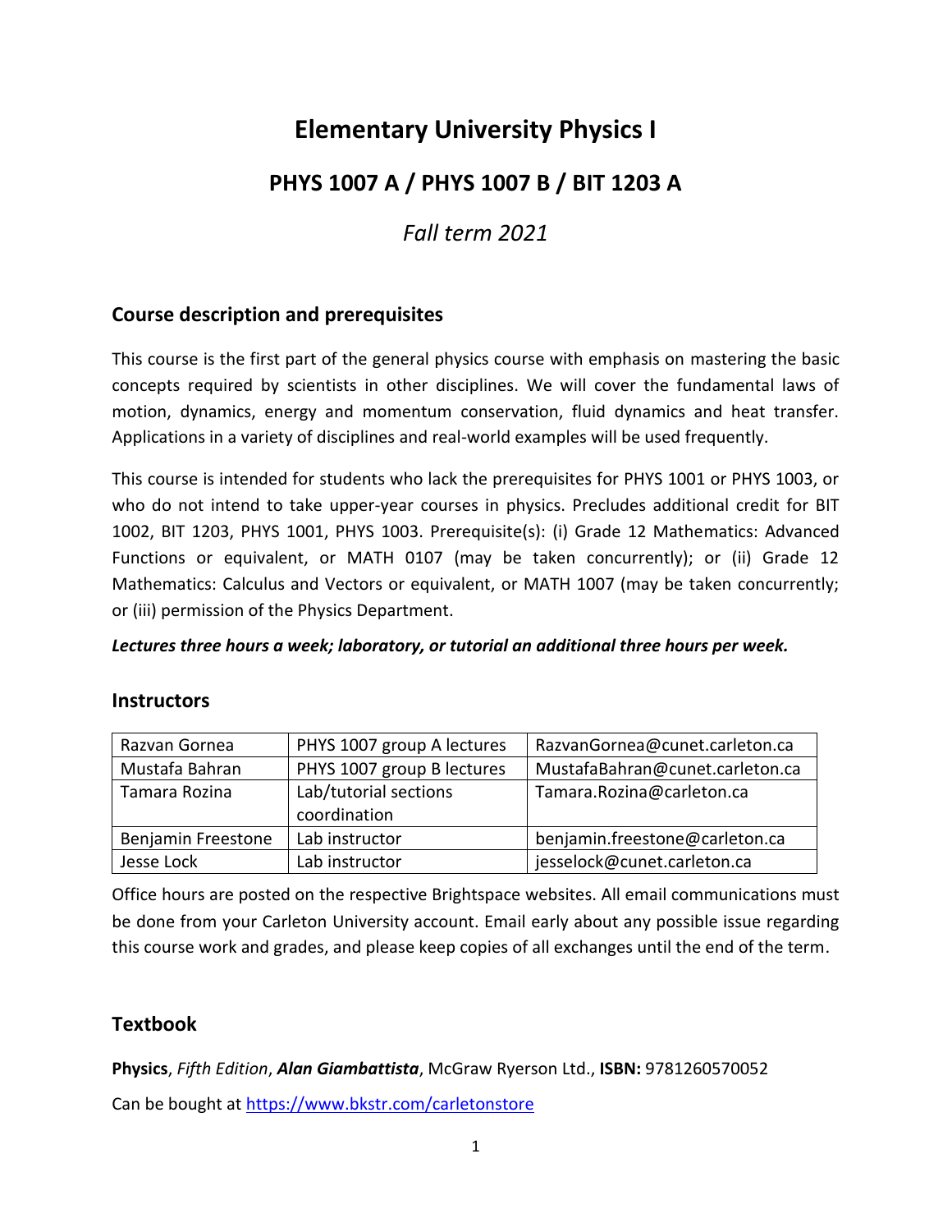# Elementary University Physics I

## PHYS 1007 A / PHYS 1007 B / BIT 1203 A

*Fall term 2021*

### Course description and prerequisites

This course is the first part of the general physics course with emphasis on mastering the basic concepts required by scientists in other disciplines. We will cover the fundamental laws of motion, dynamics, energy and momentum conservation, fluid dynamics and heat transfer. Applications in a variety of disciplines and real-world examples will be used frequently.

This course is intended for students who lack the prerequisites for PHYS 1001 or PHYS 1003, or who do not intend to take upper-year courses in physics. Precludes additional credit for BIT 1002, BIT 1203, PHYS 1001, PHYS 1003. Prerequisite(s): (i) Grade 12 Mathematics: Advanced Functions or equivalent, or MATH 0107 (may be taken concurrently); or (ii) Grade 12 Mathematics: Calculus and Vectors or equivalent, or MATH 1007 (may be taken concurrently; or (iii) permission of the Physics Department.

***Lectures three hours a week; laboratory, or tutorial an additional three hours per week.***

### Instructors

| | | |
|---|---|---|
| Razvan Gornea | PHYS 1007 group A lectures | RazvanGornea@cunet.carleton.ca |
| Mustafa Bahran | PHYS 1007 group B lectures | MustafaBahran@cunet.carleton.ca |
| Tamara Rozina | Lab/tutorial sections coordination | Tamara.Rozina@carleton.ca |
| Benjamin Freestone | Lab instructor | benjamin.freestone@carleton.ca |
| Jesse Lock | Lab instructor | jesselock@cunet.carleton.ca |

Office hours are posted on the respective Brightspace websites. All email communications must be done from your Carleton University account. Email early about any possible issue regarding this course work and grades, and please keep copies of all exchanges until the end of the term.

### Textbook

**Physics**, *Fifth Edition*, ***Alan Giambattista***, McGraw Ryerson Ltd., **ISBN:** 9781260570052

Can be bought at [https://www.bkstr.com/carletonstore](https://www.bkstr.com/carletonstore)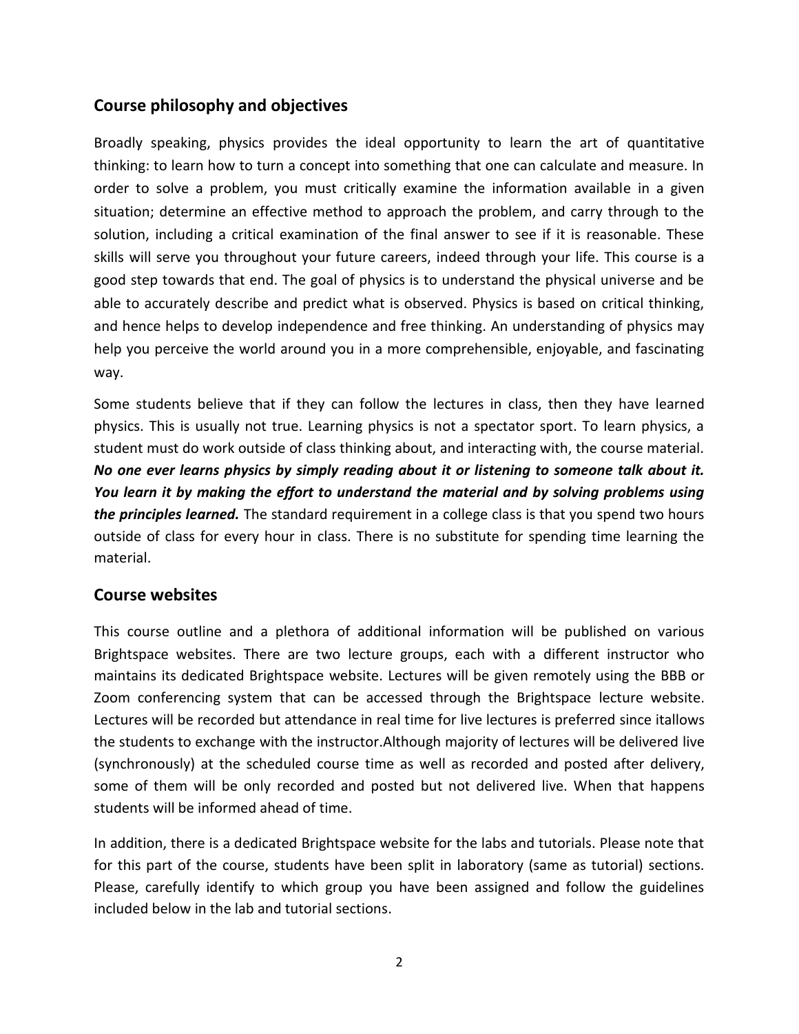## Course philosophy and objectives

Broadly speaking, physics provides the ideal opportunity to learn the art of quantitative thinking: to learn how to turn a concept into something that one can calculate and measure. In order to solve a problem, you must critically examine the information available in a given situation; determine an effective method to approach the problem, and carry through to the solution, including a critical examination of the final answer to see if it is reasonable. These skills will serve you throughout your future careers, indeed through your life. This course is a good step towards that end. The goal of physics is to understand the physical universe and be able to accurately describe and predict what is observed. Physics is based on critical thinking, and hence helps to develop independence and free thinking. An understanding of physics may help you perceive the world around you in a more comprehensible, enjoyable, and fascinating way.

Some students believe that if they can follow the lectures in class, then they have learned physics. This is usually not true. Learning physics is not a spectator sport. To learn physics, a student must do work outside of class thinking about, and interacting with, the course material. ***No one ever learns physics by simply reading about it or listening to someone talk about it. You learn it by making the effort to understand the material and by solving problems using the principles learned.*** The standard requirement in a college class is that you spend two hours outside of class for every hour in class. There is no substitute for spending time learning the material.

## Course websites

This course outline and a plethora of additional information will be published on various Brightspace websites. There are two lecture groups, each with a different instructor who maintains its dedicated Brightspace website. Lectures will be given remotely using the BBB or Zoom conferencing system that can be accessed through the Brightspace lecture website. Lectures will be recorded but attendance in real time for live lectures is preferred since itallows the students to exchange with the instructor.Although majority of lectures will be delivered live (synchronously) at the scheduled course time as well as recorded and posted after delivery, some of them will be only recorded and posted but not delivered live. When that happens students will be informed ahead of time.

In addition, there is a dedicated Brightspace website for the labs and tutorials. Please note that for this part of the course, students have been split in laboratory (same as tutorial) sections. Please, carefully identify to which group you have been assigned and follow the guidelines included below in the lab and tutorial sections.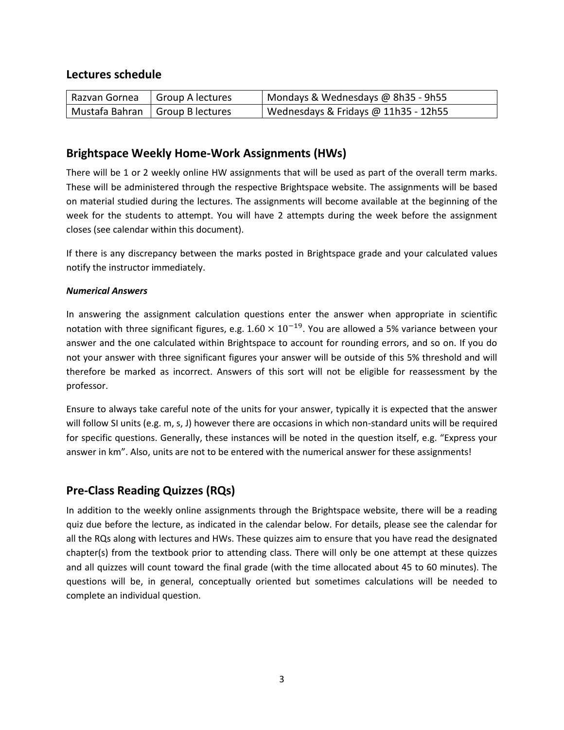## Lectures schedule

| Razvan Gornea | Group A lectures | Mondays & Wednesdays @ 8h35 - 9h55 |
|---|---|---|
| Mustafa Bahran | Group B lectures | Wednesdays & Fridays @ 11h35 - 12h55 |

## Brightspace Weekly Home-Work Assignments (HWs)

There will be 1 or 2 weekly online HW assignments that will be used as part of the overall term marks. These will be administered through the respective Brightspace website. The assignments will be based on material studied during the lectures. The assignments will become available at the beginning of the week for the students to attempt. You will have 2 attempts during the week before the assignment closes (see calendar within this document).

If there is any discrepancy between the marks posted in Brightspace grade and your calculated values notify the instructor immediately.

***Numerical Answers***

In answering the assignment calculation questions enter the answer when appropriate in scientific notation with three significant figures, e.g. $1.60 \times 10^{-19}$. You are allowed a 5% variance between your answer and the one calculated within Brightspace to account for rounding errors, and so on. If you do not your answer with three significant figures your answer will be outside of this 5% threshold and will therefore be marked as incorrect. Answers of this sort will not be eligible for reassessment by the professor.

Ensure to always take careful note of the units for your answer, typically it is expected that the answer will follow SI units (e.g. m, s, J) however there are occasions in which non-standard units will be required for specific questions. Generally, these instances will be noted in the question itself, e.g. "Express your answer in km". Also, units are not to be entered with the numerical answer for these assignments!

## Pre-Class Reading Quizzes (RQs)

In addition to the weekly online assignments through the Brightspace website, there will be a reading quiz due before the lecture, as indicated in the calendar below. For details, please see the calendar for all the RQs along with lectures and HWs. These quizzes aim to ensure that you have read the designated chapter(s) from the textbook prior to attending class. There will only be one attempt at these quizzes and all quizzes will count toward the final grade (with the time allocated about 45 to 60 minutes). The questions will be, in general, conceptually oriented but sometimes calculations will be needed to complete an individual question.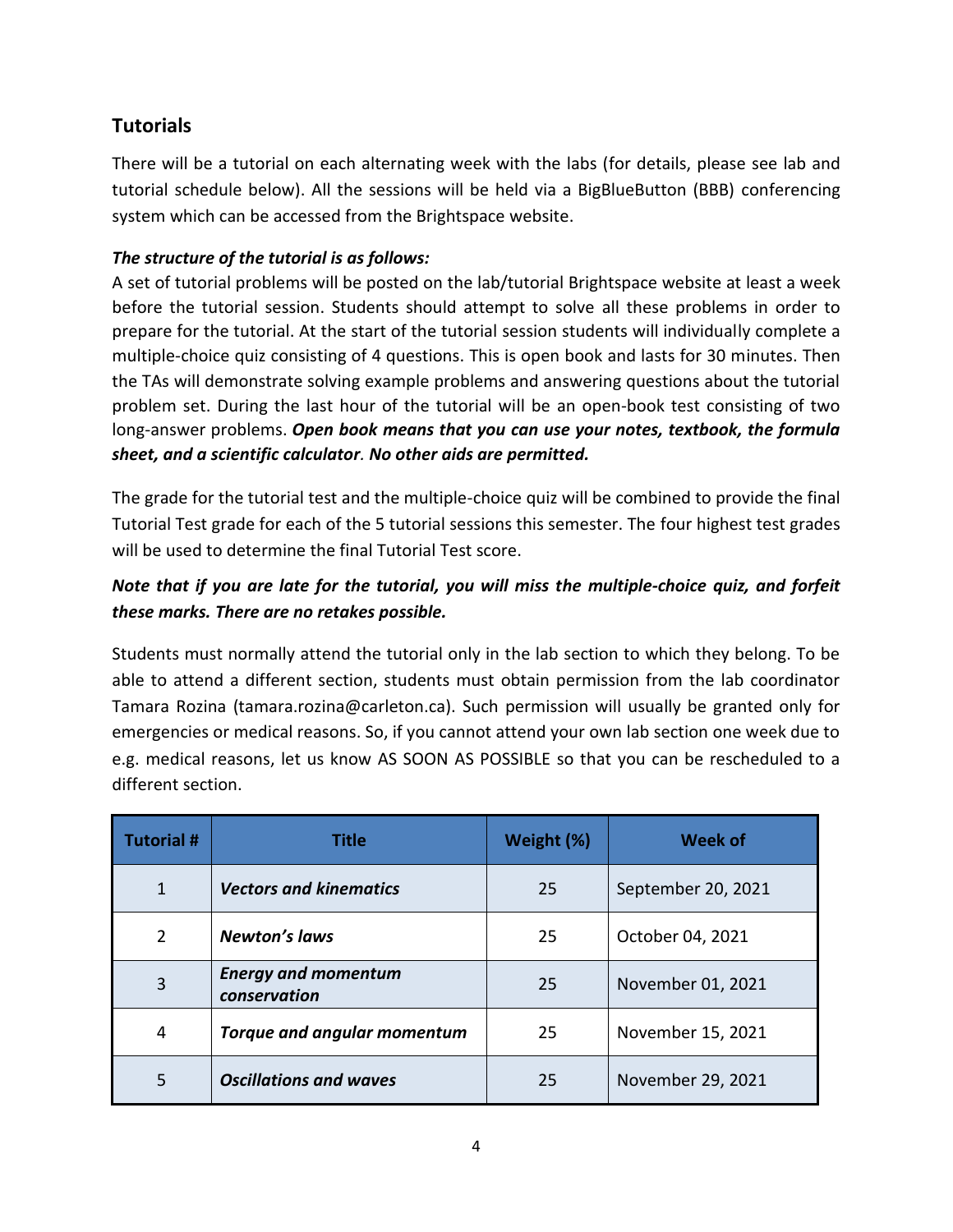## Tutorials

There will be a tutorial on each alternating week with the labs (for details, please see lab and tutorial schedule below). All the sessions will be held via a BigBlueButton (BBB) conferencing system which can be accessed from the Brightspace website.

***The structure of the tutorial is as follows:***

A set of tutorial problems will be posted on the lab/tutorial Brightspace website at least a week before the tutorial session. Students should attempt to solve all these problems in order to prepare for the tutorial. At the start of the tutorial session students will individually complete a multiple-choice quiz consisting of 4 questions. This is open book and lasts for 30 minutes. Then the TAs will demonstrate solving example problems and answering questions about the tutorial problem set. During the last hour of the tutorial will be an open-book test consisting of two long-answer problems. ***Open book means that you can use your notes, textbook, the formula sheet, and a scientific calculator. No other aids are permitted.***

The grade for the tutorial test and the multiple-choice quiz will be combined to provide the final Tutorial Test grade for each of the 5 tutorial sessions this semester. The four highest test grades will be used to determine the final Tutorial Test score.

***Note that if you are late for the tutorial, you will miss the multiple-choice quiz, and forfeit these marks. There are no retakes possible.***

Students must normally attend the tutorial only in the lab section to which they belong. To be able to attend a different section, students must obtain permission from the lab coordinator Tamara Rozina (tamara.rozina@carleton.ca). Such permission will usually be granted only for emergencies or medical reasons. So, if you cannot attend your own lab section one week due to e.g. medical reasons, let us know AS SOON AS POSSIBLE so that you can be rescheduled to a different section.

| Tutorial # | Title | Weight (%) | Week of |
|---|---|---|---|
| 1 | ***Vectors and kinematics*** | 25 | September 20, 2021 |
| 2 | ***Newton's laws*** | 25 | October 04, 2021 |
| 3 | ***Energy and momentum conservation*** | 25 | November 01, 2021 |
| 4 | ***Torque and angular momentum*** | 25 | November 15, 2021 |
| 5 | ***Oscillations and waves*** | 25 | November 29, 2021 |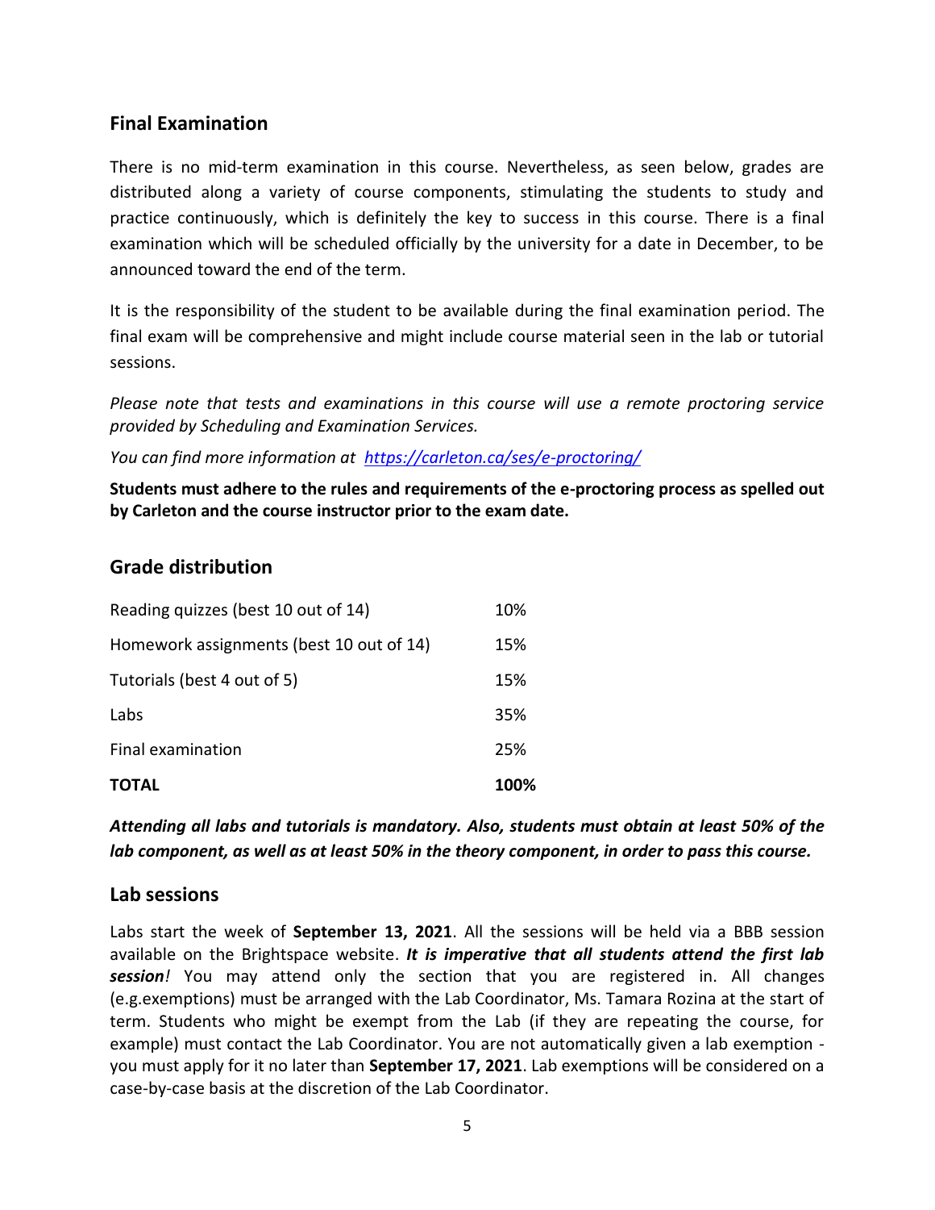## Final Examination

There is no mid-term examination in this course. Nevertheless, as seen below, grades are distributed along a variety of course components, stimulating the students to study and practice continuously, which is definitely the key to success in this course. There is a final examination which will be scheduled officially by the university for a date in December, to be announced toward the end of the term.

It is the responsibility of the student to be available during the final examination period. The final exam will be comprehensive and might include course material seen in the lab or tutorial sessions.

*Please note that tests and examinations in this course will use a remote proctoring service provided by Scheduling and Examination Services.*

*You can find more information at [https://carleton.ca/ses/e-proctoring/](https://carleton.ca/ses/e-proctoring/)*

**Students must adhere to the rules and requirements of the e-proctoring process as spelled out by Carleton and the course instructor prior to the exam date.**

## Grade distribution

| Component | Weight |
|---|---|
| Reading quizzes (best 10 out of 14) | 10% |
| Homework assignments (best 10 out of 14) | 15% |
| Tutorials (best 4 out of 5) | 15% |
| Labs | 35% |
| Final examination | 25% |
| **TOTAL** | **100%** |

***Attending all labs and tutorials is mandatory. Also, students must obtain at least 50% of the lab component, as well as at least 50% in the theory component, in order to pass this course.***

## Lab sessions

Labs start the week of **September 13, 2021**. All the sessions will be held via a BBB session available on the Brightspace website. ***It is imperative that all students attend the first lab session!*** You may attend only the section that you are registered in. All changes (e.g.exemptions) must be arranged with the Lab Coordinator, Ms. Tamara Rozina at the start of term. Students who might be exempt from the Lab (if they are repeating the course, for example) must contact the Lab Coordinator. You are not automatically given a lab exemption - you must apply for it no later than **September 17, 2021**. Lab exemptions will be considered on a case-by-case basis at the discretion of the Lab Coordinator.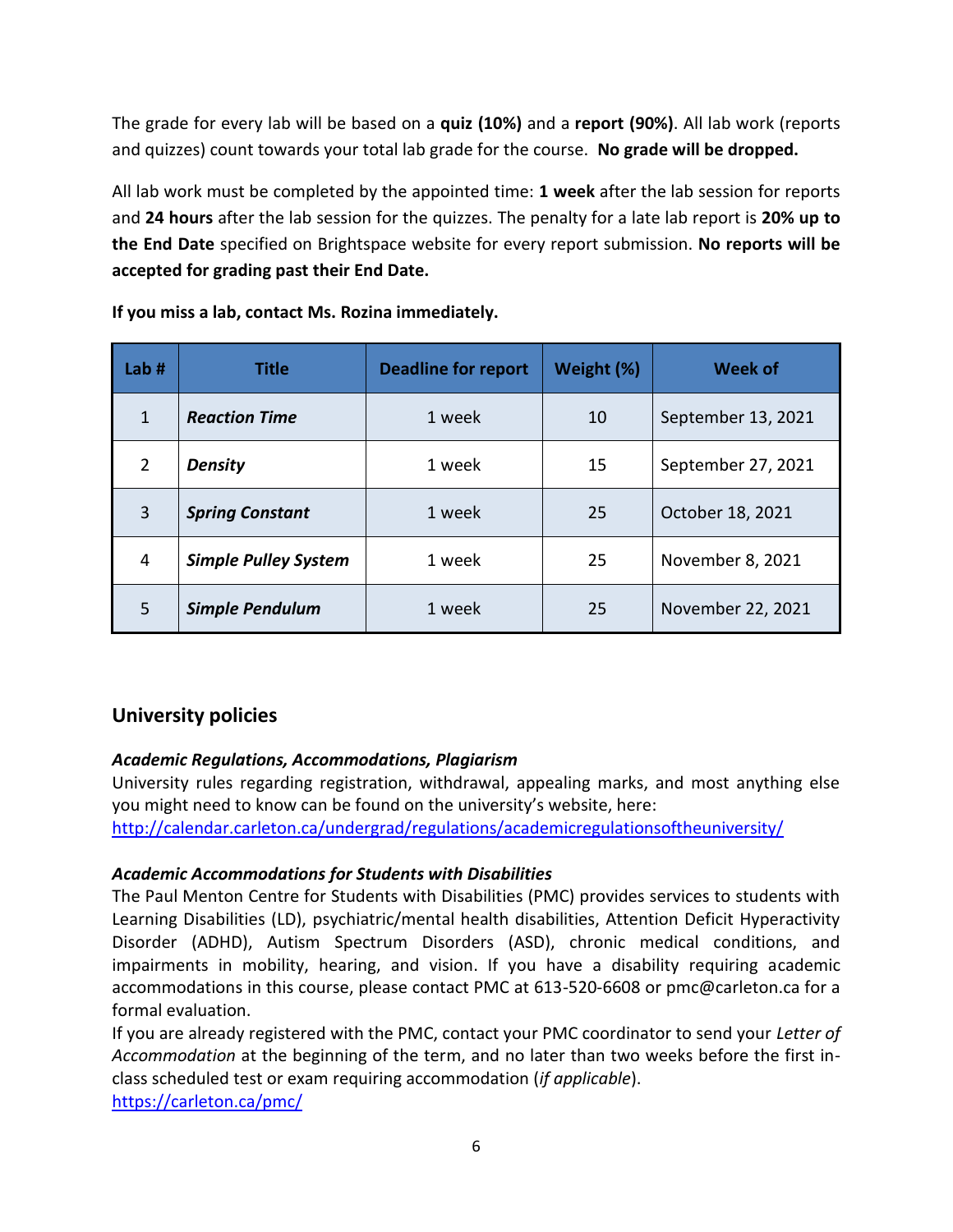The grade for every lab will be based on a **quiz (10%)** and a **report (90%)**. All lab work (reports and quizzes) count towards your total lab grade for the course. **No grade will be dropped.**

All lab work must be completed by the appointed time: **1 week** after the lab session for reports and **24 hours** after the lab session for the quizzes. The penalty for a late lab report is **20% up to the End Date** specified on Brightspace website for every report submission. **No reports will be accepted for grading past their End Date.**

**If you miss a lab, contact Ms. Rozina immediately.**

| Lab # | Title | Deadline for report | Weight (%) | Week of |
|---|---|---|---|---|
| 1 | ***Reaction Time*** | 1 week | 10 | September 13, 2021 |
| 2 | ***Density*** | 1 week | 15 | September 27, 2021 |
| 3 | ***Spring Constant*** | 1 week | 25 | October 18, 2021 |
| 4 | ***Simple Pulley System*** | 1 week | 25 | November 8, 2021 |
| 5 | ***Simple Pendulum*** | 1 week | 25 | November 22, 2021 |

## University policies

***Academic Regulations, Accommodations, Plagiarism***

University rules regarding registration, withdrawal, appealing marks, and most anything else you might need to know can be found on the university's website, here:
http://calendar.carleton.ca/undergrad/regulations/academicregulationsoftheuniversity/

***Academic Accommodations for Students with Disabilities***

The Paul Menton Centre for Students with Disabilities (PMC) provides services to students with Learning Disabilities (LD), psychiatric/mental health disabilities, Attention Deficit Hyperactivity Disorder (ADHD), Autism Spectrum Disorders (ASD), chronic medical conditions, and impairments in mobility, hearing, and vision. If you have a disability requiring academic accommodations in this course, please contact PMC at 613-520-6608 or pmc@carleton.ca for a formal evaluation.

If you are already registered with the PMC, contact your PMC coordinator to send your *Letter of Accommodation* at the beginning of the term, and no later than two weeks before the first in-class scheduled test or exam requiring accommodation (*if applicable*).
https://carleton.ca/pmc/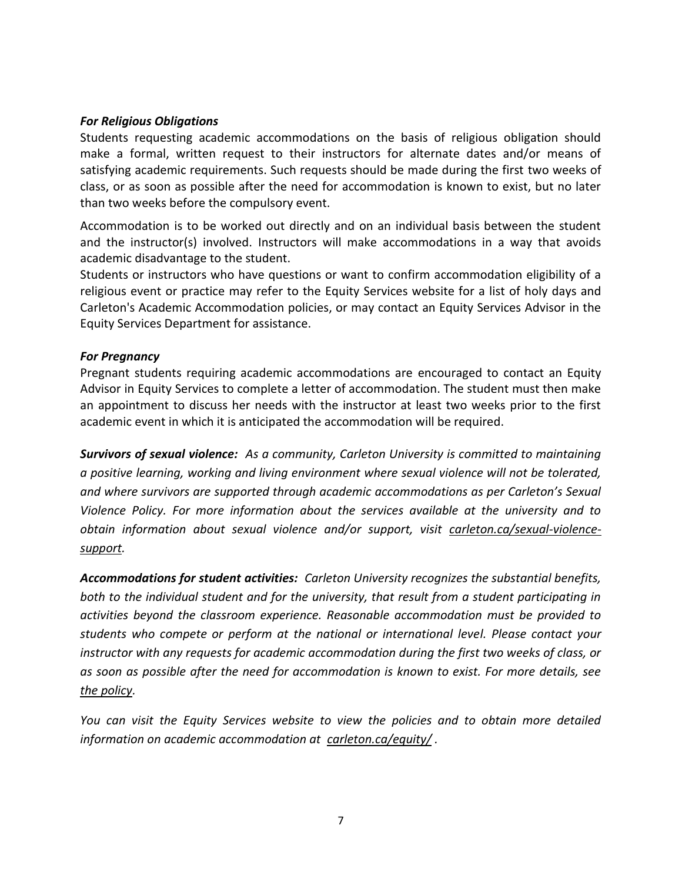***For Religious Obligations***

Students requesting academic accommodations on the basis of religious obligation should make a formal, written request to their instructors for alternate dates and/or means of satisfying academic requirements. Such requests should be made during the first two weeks of class, or as soon as possible after the need for accommodation is known to exist, but no later than two weeks before the compulsory event.

Accommodation is to be worked out directly and on an individual basis between the student and the instructor(s) involved. Instructors will make accommodations in a way that avoids academic disadvantage to the student.

Students or instructors who have questions or want to confirm accommodation eligibility of a religious event or practice may refer to the Equity Services website for a list of holy days and Carleton's Academic Accommodation policies, or may contact an Equity Services Advisor in the Equity Services Department for assistance.

***For Pregnancy***

Pregnant students requiring academic accommodations are encouraged to contact an Equity Advisor in Equity Services to complete a letter of accommodation. The student must then make an appointment to discuss her needs with the instructor at least two weeks prior to the first academic event in which it is anticipated the accommodation will be required.

***Survivors of sexual violence:*** *As a community, Carleton University is committed to maintaining a positive learning, working and living environment where sexual violence will not be tolerated, and where survivors are supported through academic accommodations as per Carleton's Sexual Violence Policy. For more information about the services available at the university and to obtain information about sexual violence and/or support, visit carleton.ca/sexual-violence-support.*

***Accommodations for student activities:*** *Carleton University recognizes the substantial benefits, both to the individual student and for the university, that result from a student participating in activities beyond the classroom experience. Reasonable accommodation must be provided to students who compete or perform at the national or international level. Please contact your instructor with any requests for academic accommodation during the first two weeks of class, or as soon as possible after the need for accommodation is known to exist. For more details, see the policy.*

*You can visit the Equity Services website to view the policies and to obtain more detailed information on academic accommodation at carleton.ca/equity/ .*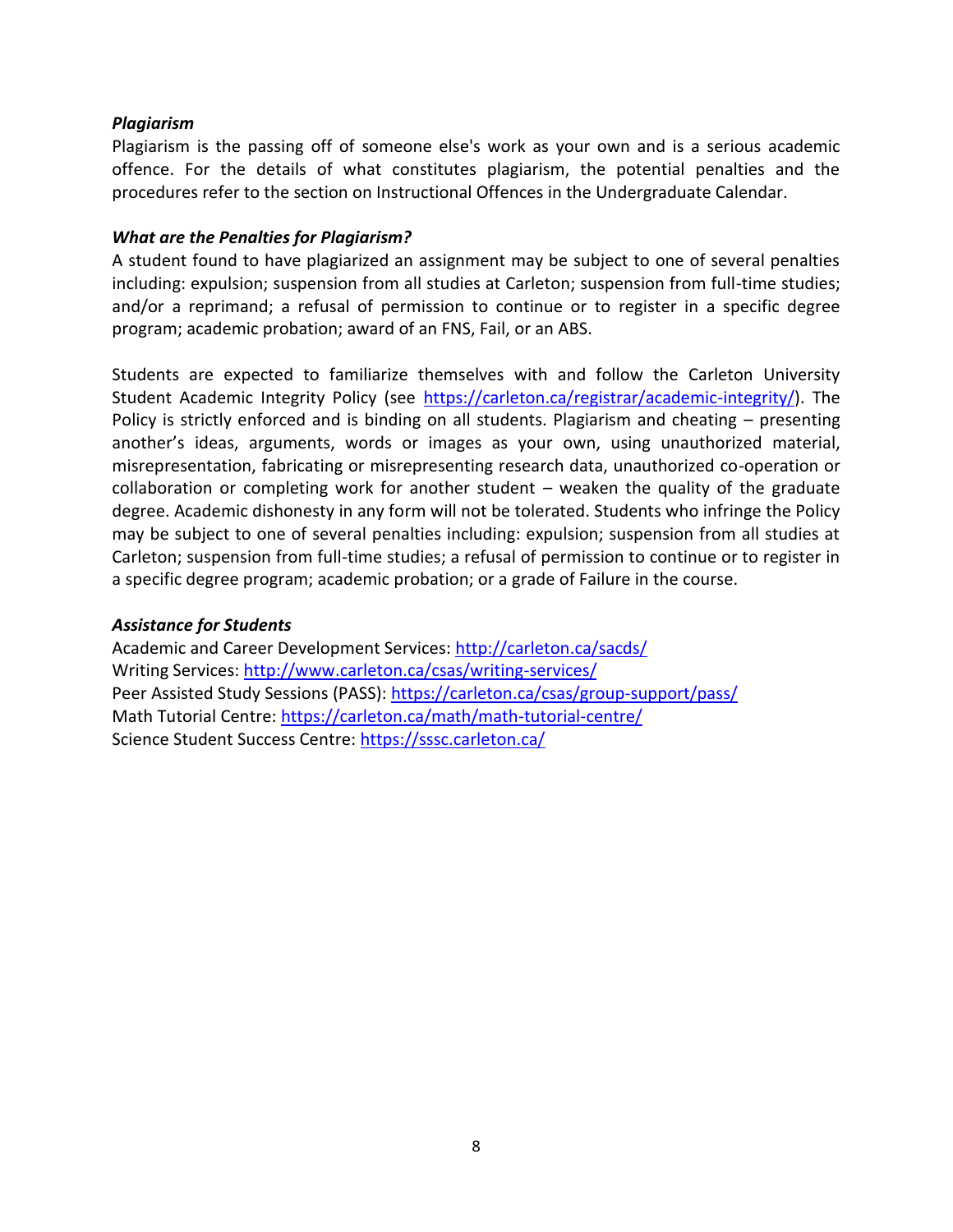***Plagiarism***

Plagiarism is the passing off of someone else's work as your own and is a serious academic offence. For the details of what constitutes plagiarism, the potential penalties and the procedures refer to the section on Instructional Offences in the Undergraduate Calendar.

***What are the Penalties for Plagiarism?***

A student found to have plagiarized an assignment may be subject to one of several penalties including: expulsion; suspension from all studies at Carleton; suspension from full-time studies; and/or a reprimand; a refusal of permission to continue or to register in a specific degree program; academic probation; award of an FNS, Fail, or an ABS.

Students are expected to familiarize themselves with and follow the Carleton University Student Academic Integrity Policy (see https://carleton.ca/registrar/academic-integrity/). The Policy is strictly enforced and is binding on all students. Plagiarism and cheating – presenting another's ideas, arguments, words or images as your own, using unauthorized material, misrepresentation, fabricating or misrepresenting research data, unauthorized co-operation or collaboration or completing work for another student – weaken the quality of the graduate degree. Academic dishonesty in any form will not be tolerated. Students who infringe the Policy may be subject to one of several penalties including: expulsion; suspension from all studies at Carleton; suspension from full-time studies; a refusal of permission to continue or to register in a specific degree program; academic probation; or a grade of Failure in the course.

***Assistance for Students***

Academic and Career Development Services: http://carleton.ca/sacds/
Writing Services: http://www.carleton.ca/csas/writing-services/
Peer Assisted Study Sessions (PASS): https://carleton.ca/csas/group-support/pass/
Math Tutorial Centre: https://carleton.ca/math/math-tutorial-centre/
Science Student Success Centre: https://sssc.carleton.ca/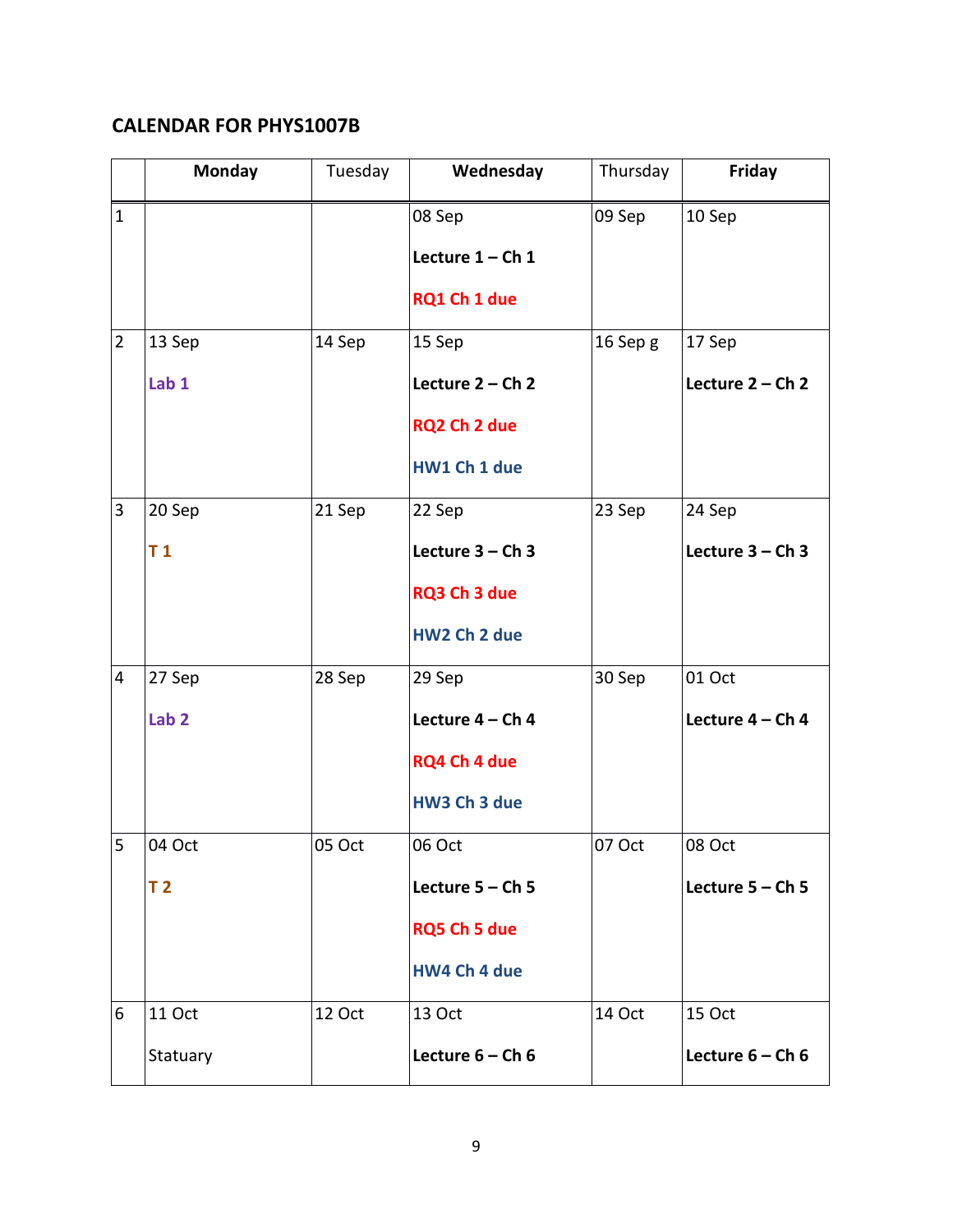**CALENDAR FOR PHYS1007B**

| | **Monday** | Tuesday | **Wednesday** | Thursday | **Friday** |
|---|---|---|---|---|---|
| 1 | | | 08 Sep<br>**Lecture 1 – Ch 1**<br>**RQ1 Ch 1 due** | 09 Sep | 10 Sep |
| 2 | 13 Sep<br>**Lab 1** | 14 Sep | 15 Sep<br>**Lecture 2 – Ch 2**<br>**RQ2 Ch 2 due**<br>**HW1 Ch 1 due** | 16 Sep g | 17 Sep<br>**Lecture 2 – Ch 2** |
| 3 | 20 Sep<br>**T 1** | 21 Sep | 22 Sep<br>**Lecture 3 – Ch 3**<br>**RQ3 Ch 3 due**<br>**HW2 Ch 2 due** | 23 Sep | 24 Sep<br>**Lecture 3 – Ch 3** |
| 4 | 27 Sep<br>**Lab 2** | 28 Sep | 29 Sep<br>**Lecture 4 – Ch 4**<br>**RQ4 Ch 4 due**<br>**HW3 Ch 3 due** | 30 Sep | 01 Oct<br>**Lecture 4 – Ch 4** |
| 5 | 04 Oct<br>**T 2** | 05 Oct | 06 Oct<br>**Lecture 5 – Ch 5**<br>**RQ5 Ch 5 due**<br>**HW4 Ch 4 due** | 07 Oct | 08 Oct<br>**Lecture 5 – Ch 5** |
| 6 | 11 Oct<br>Statuary | 12 Oct | 13 Oct<br>**Lecture 6 – Ch 6** | 14 Oct | 15 Oct<br>**Lecture 6 – Ch 6** |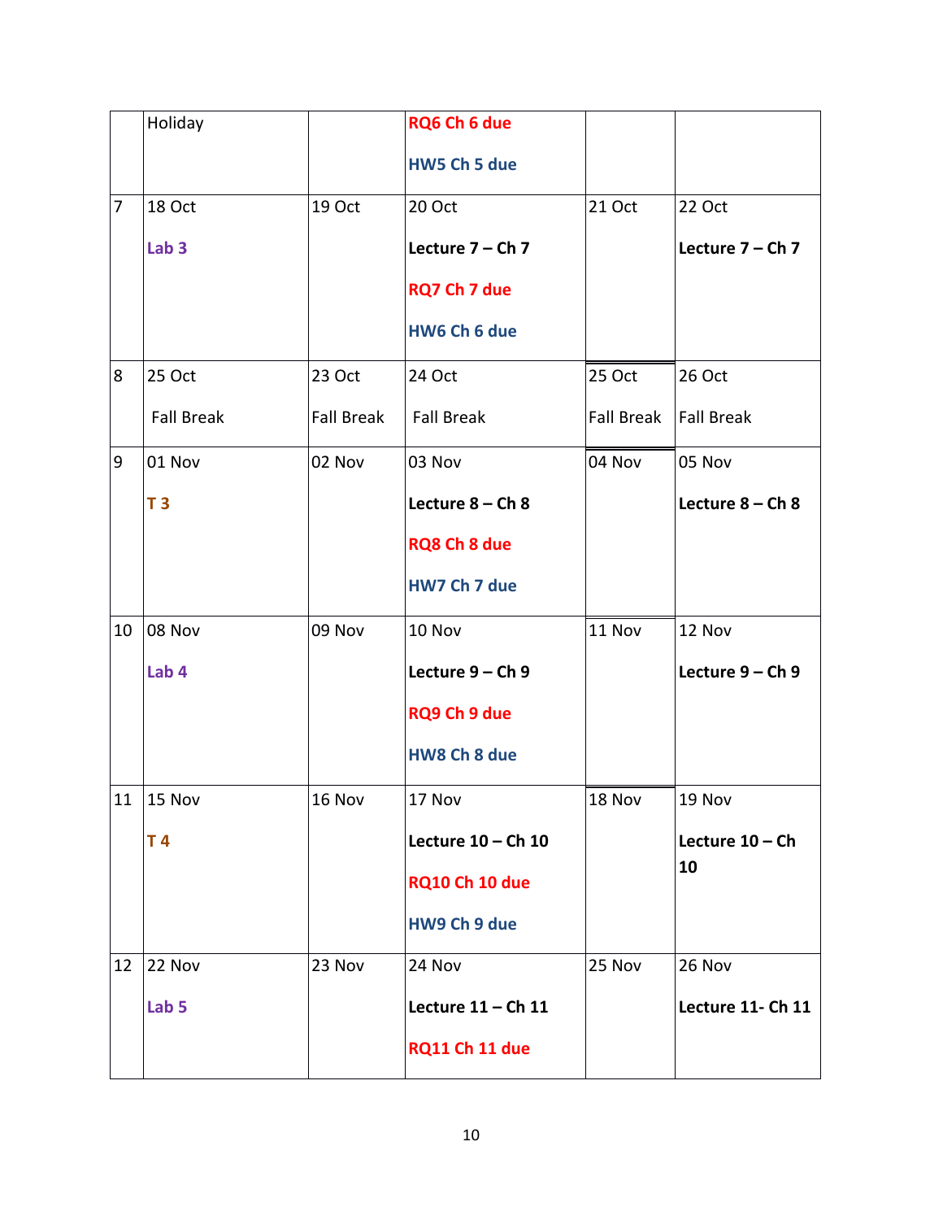| | | | | | |
|---|---|---|---|---|---|
| | Holiday | | **RQ6 Ch 6 due**<br><br>**HW5 Ch 5 due** | | |
| 7 | 18 Oct<br><br>**Lab 3** | 19 Oct | 20 Oct<br><br>**Lecture 7 – Ch 7**<br><br>**RQ7 Ch 7 due**<br><br>**HW6 Ch 6 due** | 21 Oct | 22 Oct<br><br>**Lecture 7 – Ch 7** |
| 8 | 25 Oct<br><br>Fall Break | 23 Oct<br><br>Fall Break | 24 Oct<br><br>Fall Break | 25 Oct<br><br>Fall Break | 26 Oct<br><br>Fall Break |
| 9 | 01 Nov<br><br>**T 3** | 02 Nov | 03 Nov<br><br>**Lecture 8 – Ch 8**<br><br>**RQ8 Ch 8 due**<br><br>**HW7 Ch 7 due** | 04 Nov | 05 Nov<br><br>**Lecture 8 – Ch 8** |
| 10 | 08 Nov<br><br>**Lab 4** | 09 Nov | 10 Nov<br><br>**Lecture 9 – Ch 9**<br><br>**RQ9 Ch 9 due**<br><br>**HW8 Ch 8 due** | 11 Nov | 12 Nov<br><br>**Lecture 9 – Ch 9** |
| 11 | 15 Nov<br><br>**T 4** | 16 Nov | 17 Nov<br><br>**Lecture 10 – Ch 10**<br><br>**RQ10 Ch 10 due**<br><br>**HW9 Ch 9 due** | 18 Nov | 19 Nov<br><br>**Lecture 10 – Ch 10** |
| 12 | 22 Nov<br><br>**Lab 5** | 23 Nov | 24 Nov<br><br>**Lecture 11 – Ch 11**<br><br>**RQ11 Ch 11 due** | 25 Nov | 26 Nov<br><br>**Lecture 11- Ch 11** |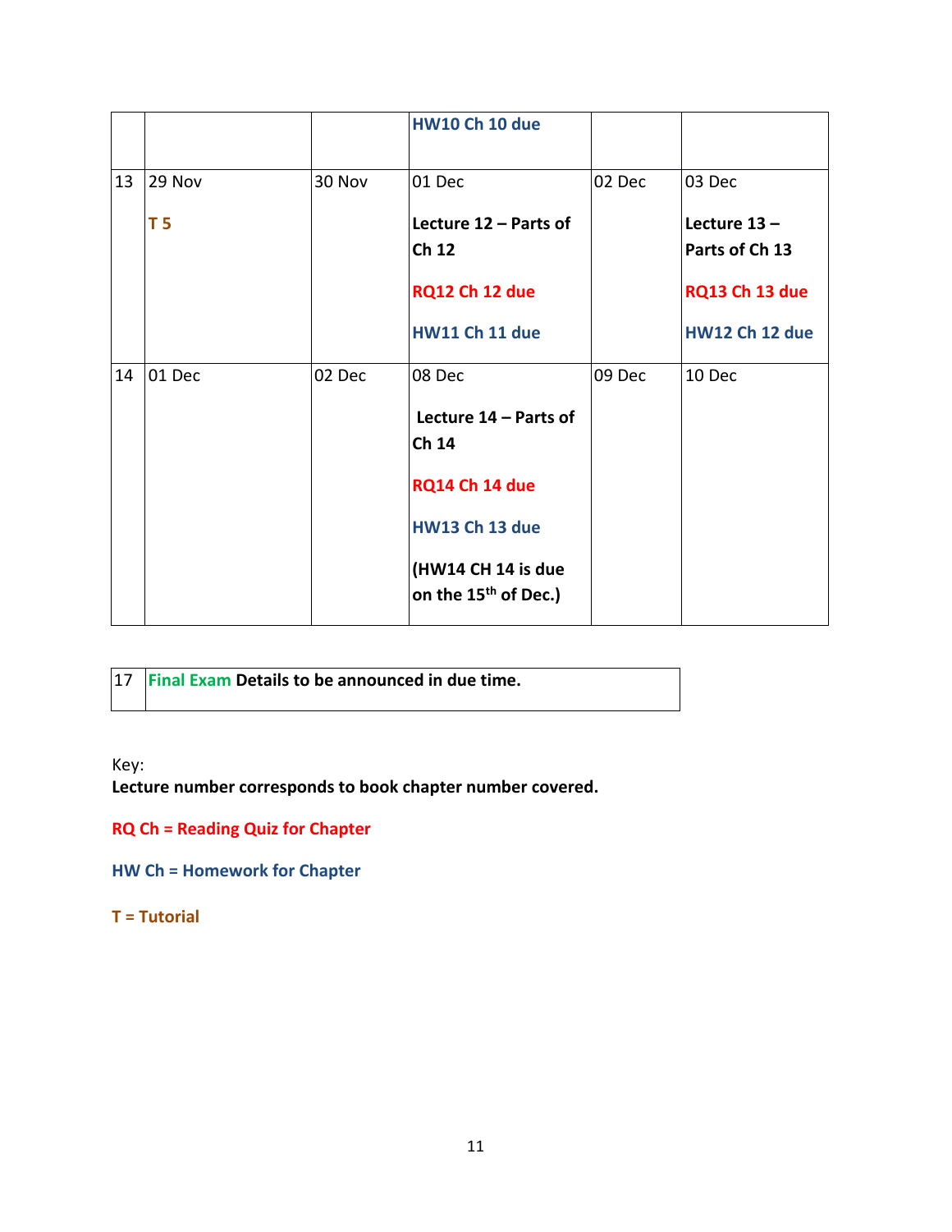| | | | | | |
|---|---|---|---|---|---|
| | | | **HW10 Ch 10 due** | | |
| 13 | 29 Nov<br><br>**T 5** | 30 Nov | 01 Dec<br><br>**Lecture 12 – Parts of Ch 12**<br><br>**RQ12 Ch 12 due**<br><br>**HW11 Ch 11 due** | 02 Dec | 03 Dec<br><br>**Lecture 13 – Parts of Ch 13**<br><br>**RQ13 Ch 13 due**<br><br>**HW12 Ch 12 due** |
| 14 | 01 Dec | 02 Dec | 08 Dec<br><br>**Lecture 14 – Parts of Ch 14**<br><br>**RQ14 Ch 14 due**<br><br>**HW13 Ch 13 due**<br><br>**(HW14 CH 14 is due on the 15th of Dec.)** | 09 Dec | 10 Dec |

| | |
|---|---|
| 17 | **Final Exam Details to be announced in due time.** |

Key:

**Lecture number corresponds to book chapter number covered.**

**RQ Ch = Reading Quiz for Chapter**

**HW Ch = Homework for Chapter**

**T = Tutorial**